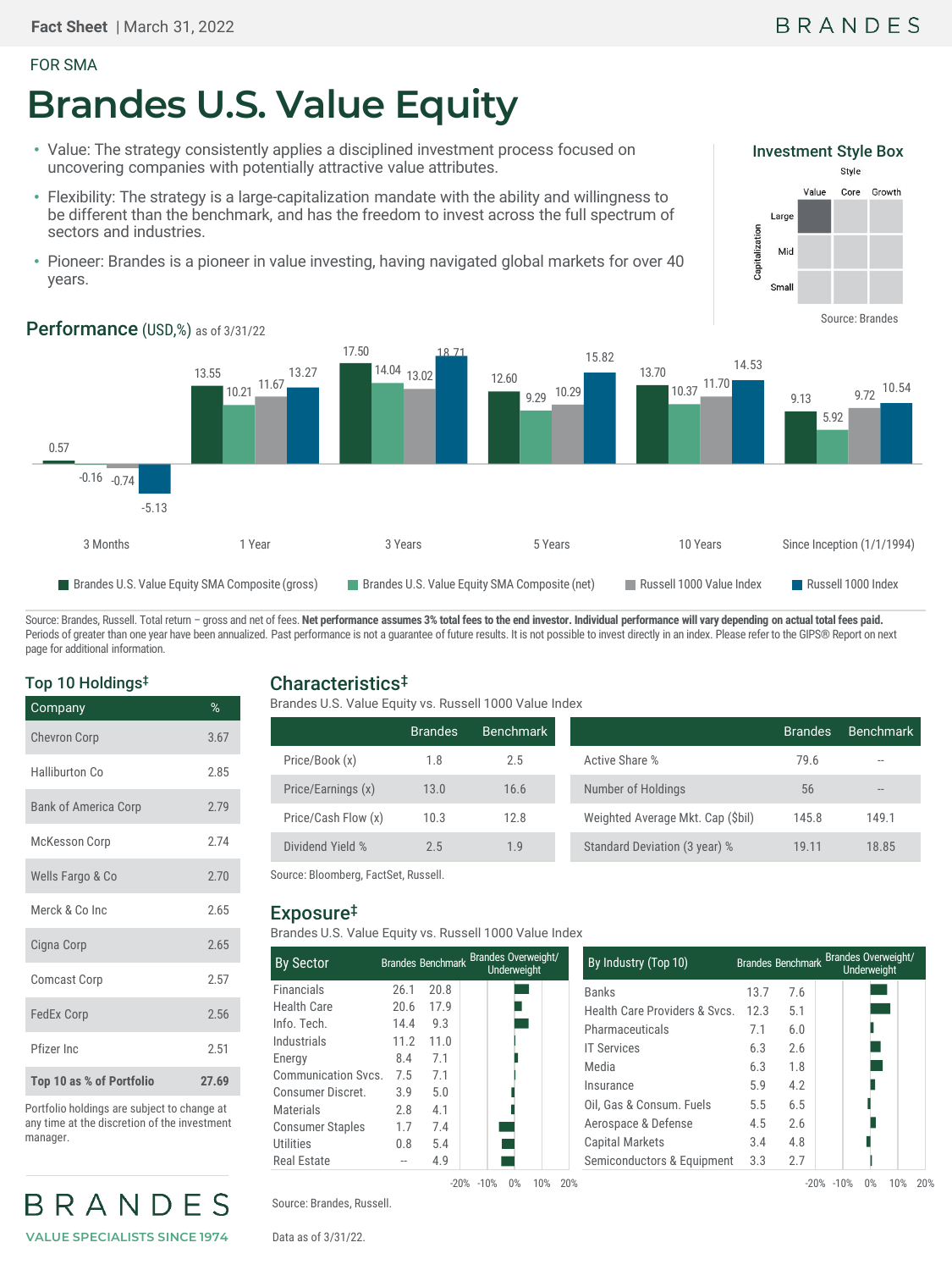Fact Sheet | March 31, 2022

BRANDES

FOR SMA

# Brandes U.S. Value Equity

- Value: The strategy consistently applies a disciplined investment process focused on uncovering companies with potentially attractive value attributes.
- Flexibility: The strategy is a large-capitalization mandate with the ability and willingness to be different than the benchmark, and has the freedom to invest across the full spectrum of sectors and industries.
- Pioneer: Brandes is a pioneer in value investing, having navigated global markets for over 40 years.

### Investment Style Box

Style: Value / Core / Growth; Capitalization: Large / Mid / Small (Large Value highlighted)

Source: Brandes

## Performance (USD,%) as of 3/31/22

| | 3 Months | 1 Year | 3 Years | 5 Years | 10 Years | Since Inception (1/1/1994) |
|---|---|---|---|---|---|---|
| Brandes U.S. Value Equity SMA Composite (gross) | 0.57 | 13.55 | 17.50 | 12.60 | 13.70 | 9.13 |
| Brandes U.S. Value Equity SMA Composite (net) | -0.16 | 10.21 | 14.04 | 9.29 | 10.37 | 5.92 |
| Russell 1000 Value Index | -0.74 | 11.67 | 13.02 | 10.29 | 11.70 | 9.72 |
| Russell 1000 Index | -5.13 | 13.27 | 18.71 | 15.82 | 14.53 | 10.54 |

Source: Brandes, Russell. Total return – gross and net of fees. **Net performance assumes 3% total fees to the end investor. Individual performance will vary depending on actual total fees paid.** Periods of greater than one year have been annualized. Past performance is not a guarantee of future results. It is not possible to invest directly in an index. Please refer to the GIPS® Report on next page for additional information.

## Top 10 Holdings‡

| Company | % |
|---|---|
| Chevron Corp | 3.67 |
| Halliburton Co | 2.85 |
| Bank of America Corp | 2.79 |
| McKesson Corp | 2.74 |
| Wells Fargo & Co | 2.70 |
| Merck & Co Inc | 2.65 |
| Cigna Corp | 2.65 |
| Comcast Corp | 2.57 |
| FedEx Corp | 2.56 |
| Pfizer Inc | 2.51 |
| **Top 10 as % of Portfolio** | **27.69** |

Portfolio holdings are subject to change at any time at the discretion of the investment manager.

## Characteristics‡

Brandes U.S. Value Equity vs. Russell 1000 Value Index

| | Brandes | Benchmark |
|---|---|---|
| Price/Book (x) | 1.8 | 2.5 |
| Price/Earnings (x) | 13.0 | 16.6 |
| Price/Cash Flow (x) | 10.3 | 12.8 |
| Dividend Yield % | 2.5 | 1.9 |

| | Brandes | Benchmark |
|---|---|---|
| Active Share % | 79.6 | -- |
| Number of Holdings | 56 | -- |
| Weighted Average Mkt. Cap ($bil) | 145.8 | 149.1 |
| Standard Deviation (3 year) % | 19.11 | 18.85 |

Source: Bloomberg, FactSet, Russell.

## Exposure‡

Brandes U.S. Value Equity vs. Russell 1000 Value Index

| By Sector | Brandes | Benchmark |
|---|---|---|
| Financials | 26.1 | 20.8 |
| Health Care | 20.6 | 17.9 |
| Info. Tech. | 14.4 | 9.3 |
| Industrials | 11.2 | 11.0 |
| Energy | 8.4 | 7.1 |
| Communication Svcs. | 7.5 | 7.1 |
| Consumer Discret. | 3.9 | 5.0 |
| Materials | 2.8 | 4.1 |
| Consumer Staples | 1.7 | 7.4 |
| Utilities | 0.8 | 5.4 |
| Real Estate | -- | 4.9 |

| By Industry (Top 10) | Brandes | Benchmark |
|---|---|---|
| Banks | 13.7 | 7.6 |
| Health Care Providers & Svcs. | 12.3 | 5.1 |
| Pharmaceuticals | 7.1 | 6.0 |
| IT Services | 6.3 | 2.6 |
| Media | 6.3 | 1.8 |
| Insurance | 5.9 | 4.2 |
| Oil, Gas & Consum. Fuels | 5.5 | 6.5 |
| Aerospace & Defense | 4.5 | 2.6 |
| Capital Markets | 3.4 | 4.8 |
| Semiconductors & Equipment | 3.3 | 2.7 |

Source: Brandes, Russell.

Data as of 3/31/22.

BRANDES

VALUE SPECIALISTS SINCE 1974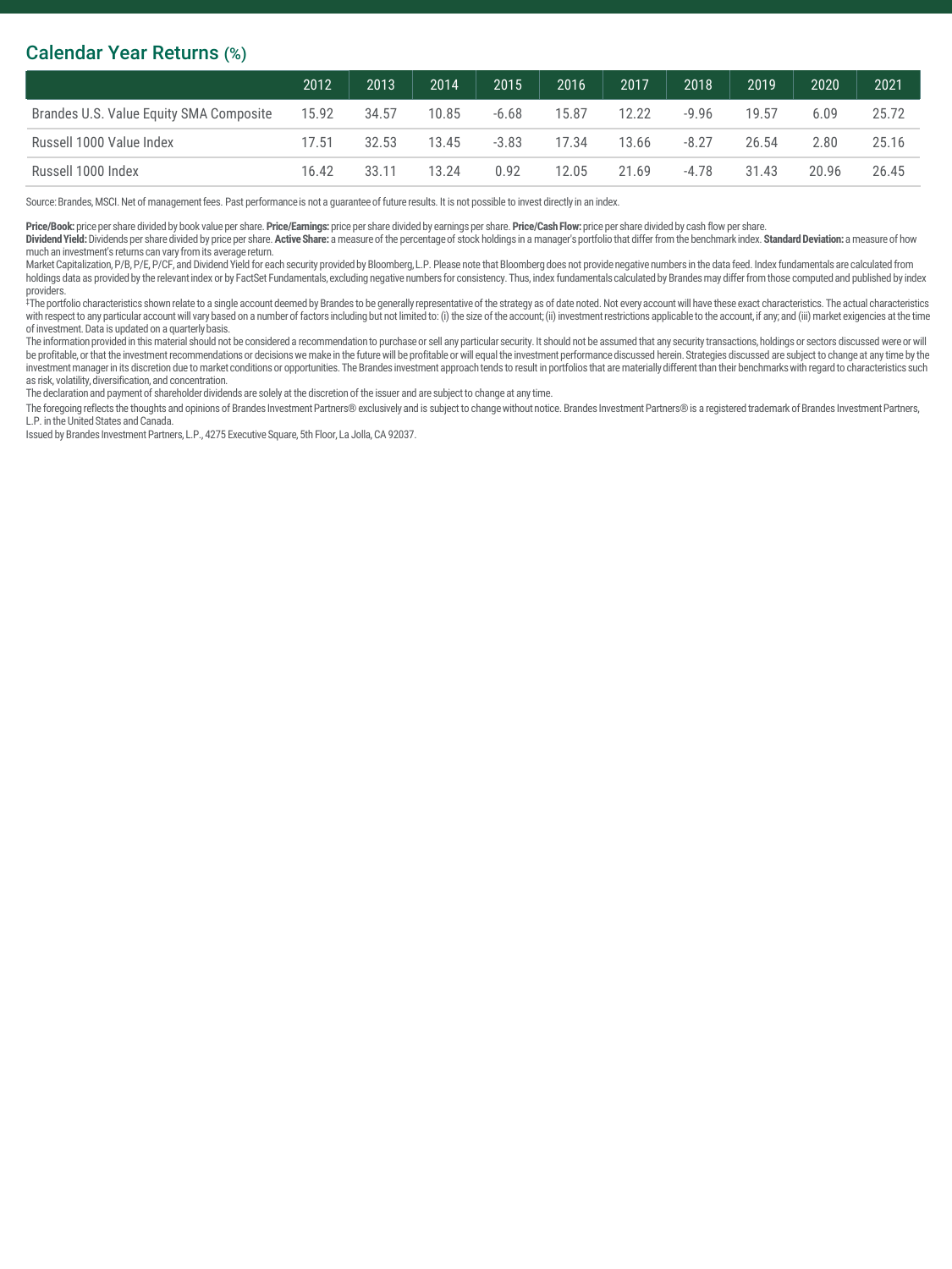## Calendar Year Returns (%)

| | 2012 | 2013 | 2014 | 2015 | 2016 | 2017 | 2018 | 2019 | 2020 | 2021 |
|---|---|---|---|---|---|---|---|---|---|---|
| Brandes U.S. Value Equity SMA Composite | 15.92 | 34.57 | 10.85 | -6.68 | 15.87 | 12.22 | -9.96 | 19.57 | 6.09 | 25.72 |
| Russell 1000 Value Index | 17.51 | 32.53 | 13.45 | -3.83 | 17.34 | 13.66 | -8.27 | 26.54 | 2.80 | 25.16 |
| Russell 1000 Index | 16.42 | 33.11 | 13.24 | 0.92 | 12.05 | 21.69 | -4.78 | 31.43 | 20.96 | 26.45 |

Source: Brandes, MSCI. Net of management fees. Past performance is not a guarantee of future results. It is not possible to invest directly in an index.

**Price/Book:** price per share divided by book value per share. **Price/Earnings:** price per share divided by earnings per share. **Price/Cash Flow:** price per share divided by cash flow per share. **Dividend Yield:** Dividends per share divided by price per share. **Active Share:** a measure of the percentage of stock holdings in a manager's portfolio that differ from the benchmark index. **Standard Deviation:** a measure of how much an investment's returns can vary from its average return.

Market Capitalization, P/B, P/E, P/CF, and Dividend Yield for each security provided by Bloomberg, L.P. Please note that Bloomberg does not provide negative numbers in the data feed. Index fundamentals are calculated from holdings data as provided by the relevant index or by FactSet Fundamentals, excluding negative numbers for consistency. Thus, index fundamentals calculated by Brandes may differ from those computed and published by index providers.

‡The portfolio characteristics shown relate to a single account deemed by Brandes to be generally representative of the strategy as of date noted. Not every account will have these exact characteristics. The actual characteristics with respect to any particular account will vary based on a number of factors including but not limited to: (i) the size of the account; (ii) investment restrictions applicable to the account, if any; and (iii) market exigencies at the time of investment. Data is updated on a quarterly basis.

The information provided in this material should not be considered a recommendation to purchase or sell any particular security. It should not be assumed that any security transactions, holdings or sectors discussed were or will be profitable, or that the investment recommendations or decisions we make in the future will be profitable or will equal the investment performance discussed herein. Strategies discussed are subject to change at any time by the investment manager in its discretion due to market conditions or opportunities. The Brandes investment approach tends to result in portfolios that are materially different than their benchmarks with regard to characteristics such as risk, volatility, diversification, and concentration.

The declaration and payment of shareholder dividends are solely at the discretion of the issuer and are subject to change at any time.

The foregoing reflects the thoughts and opinions of Brandes Investment Partners® exclusively and is subject to change without notice. Brandes Investment Partners® is a registered trademark of Brandes Investment Partners, L.P. in the United States and Canada.

Issued by Brandes Investment Partners, L.P., 4275 Executive Square, 5th Floor, La Jolla, CA 92037.